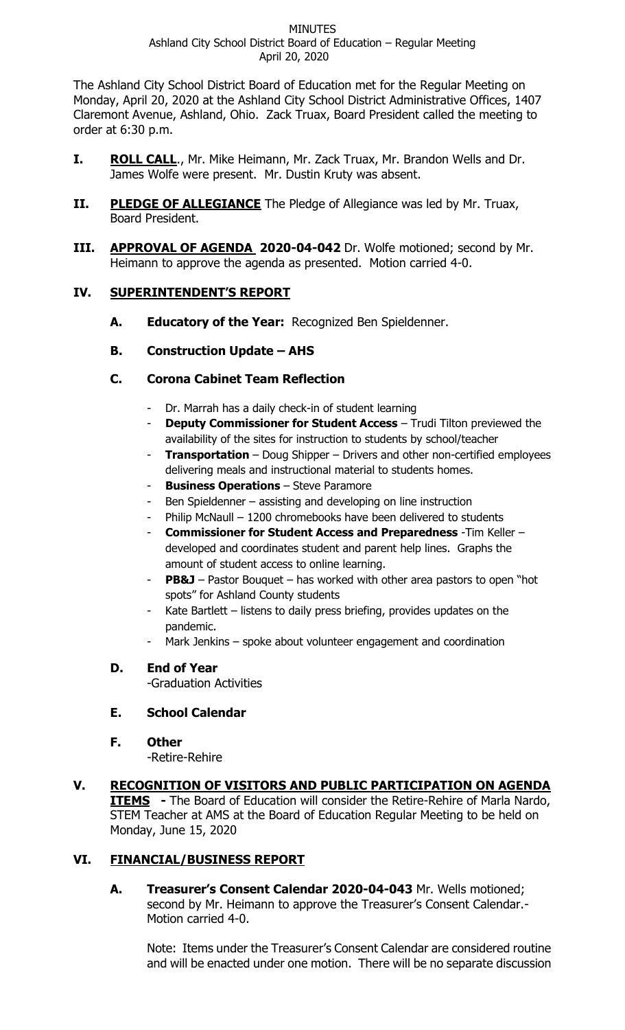# MINUTES
## Ashland City School District Board of Education – Regular Meeting
### April 20, 2020

The Ashland City School District Board of Education met for the Regular Meeting on Monday, April 20, 2020 at the Ashland City School District Administrative Offices, 1407 Claremont Avenue, Ashland, Ohio. Zack Truax, Board President called the meeting to order at 6:30 p.m.

**I. ROLL CALL**., Mr. Mike Heimann, Mr. Zack Truax, Mr. Brandon Wells and Dr. James Wolfe were present. Mr. Dustin Kruty was absent.

**II. PLEDGE OF ALLEGIANCE** The Pledge of Allegiance was led by Mr. Truax, Board President.

**III. APPROVAL OF AGENDA 2020-04-042** Dr. Wolfe motioned; second by Mr. Heimann to approve the agenda as presented. Motion carried 4-0.

**IV. SUPERINTENDENT'S REPORT**

**A. Educatory of the Year:** Recognized Ben Spieldenner.

**B. Construction Update – AHS**

**C. Corona Cabinet Team Reflection**

- Dr. Marrah has a daily check-in of student learning
- **Deputy Commissioner for Student Access** – Trudi Tilton previewed the availability of the sites for instruction to students by school/teacher
- **Transportation** – Doug Shipper – Drivers and other non-certified employees delivering meals and instructional material to students homes.
- **Business Operations** – Steve Paramore
- Ben Spieldenner – assisting and developing on line instruction
- Philip McNaull – 1200 chromebooks have been delivered to students
- **Commissioner for Student Access and Preparedness** -Tim Keller – developed and coordinates student and parent help lines. Graphs the amount of student access to online learning.
- **PB&J** – Pastor Bouquet – has worked with other area pastors to open "hot spots" for Ashland County students
- Kate Bartlett – listens to daily press briefing, provides updates on the pandemic.
- Mark Jenkins – spoke about volunteer engagement and coordination

**D. End of Year**
-Graduation Activities

**E. School Calendar**

**F. Other**
-Retire-Rehire

**V. RECOGNITION OF VISITORS AND PUBLIC PARTICIPATION ON AGENDA ITEMS -** The Board of Education will consider the Retire-Rehire of Marla Nardo, STEM Teacher at AMS at the Board of Education Regular Meeting to be held on Monday, June 15, 2020

**VI. FINANCIAL/BUSINESS REPORT**

**A. Treasurer's Consent Calendar 2020-04-043** Mr. Wells motioned; second by Mr. Heimann to approve the Treasurer's Consent Calendar.- Motion carried 4-0.

Note: Items under the Treasurer's Consent Calendar are considered routine and will be enacted under one motion. There will be no separate discussion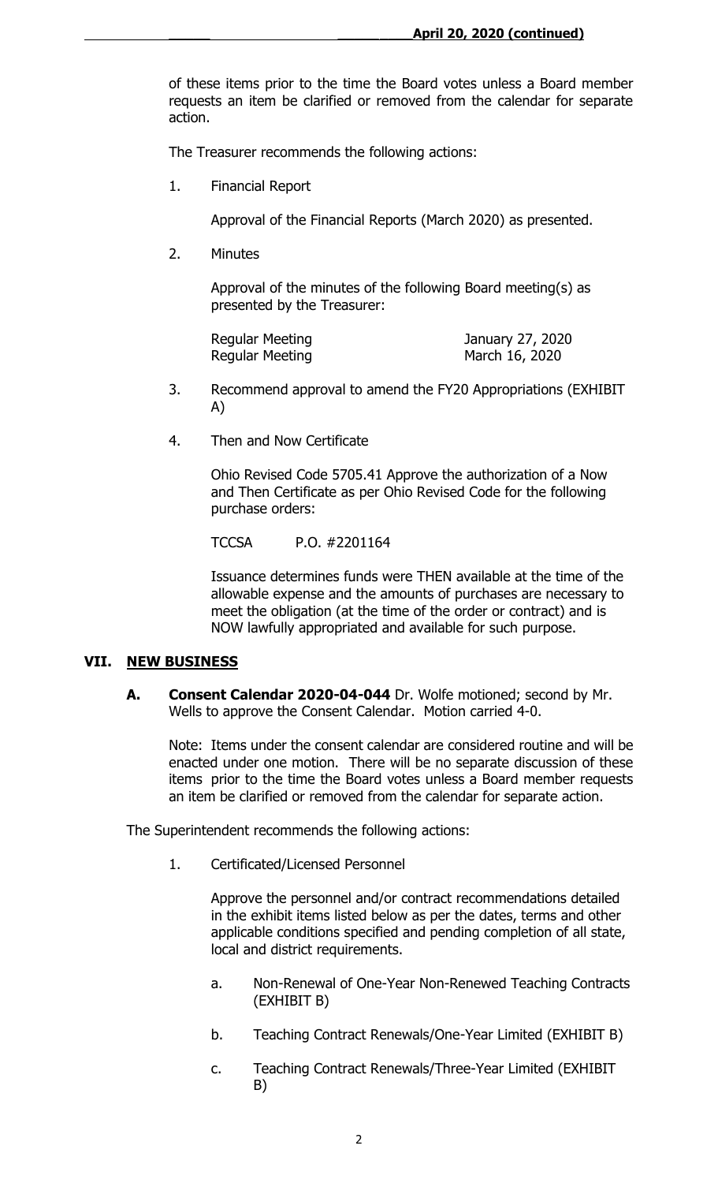of these items prior to the time the Board votes unless a Board member requests an item be clarified or removed from the calendar for separate action.

The Treasurer recommends the following actions:

1. Financial Report

   Approval of the Financial Reports (March 2020) as presented.

2. Minutes

   Approval of the minutes of the following Board meeting(s) as presented by the Treasurer:

   | | |
   |---|---|
   | Regular Meeting | January 27, 2020 |
   | Regular Meeting | March 16, 2020 |

3. Recommend approval to amend the FY20 Appropriations (EXHIBIT A)

4. Then and Now Certificate

   Ohio Revised Code 5705.41 Approve the authorization of a Now and Then Certificate as per Ohio Revised Code for the following purchase orders:

   TCCSA P.O. #2201164

   Issuance determines funds were THEN available at the time of the allowable expense and the amounts of purchases are necessary to meet the obligation (at the time of the order or contract) and is NOW lawfully appropriated and available for such purpose.

## VII. NEW BUSINESS

**A. Consent Calendar 2020-04-044** Dr. Wolfe motioned; second by Mr. Wells to approve the Consent Calendar. Motion carried 4-0.

Note: Items under the consent calendar are considered routine and will be enacted under one motion. There will be no separate discussion of these items prior to the time the Board votes unless a Board member requests an item be clarified or removed from the calendar for separate action.

The Superintendent recommends the following actions:

1. Certificated/Licensed Personnel

   Approve the personnel and/or contract recommendations detailed in the exhibit items listed below as per the dates, terms and other applicable conditions specified and pending completion of all state, local and district requirements.

   a. Non-Renewal of One-Year Non-Renewed Teaching Contracts (EXHIBIT B)

   b. Teaching Contract Renewals/One-Year Limited (EXHIBIT B)

   c. Teaching Contract Renewals/Three-Year Limited (EXHIBIT B)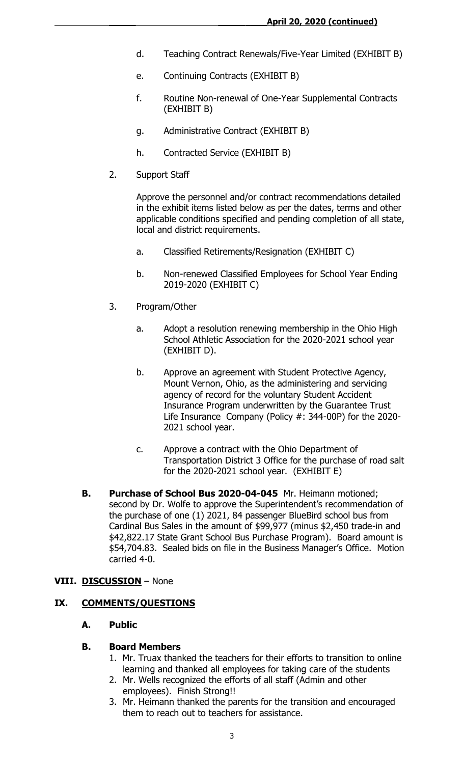d. Teaching Contract Renewals/Five-Year Limited (EXHIBIT B)

e. Continuing Contracts (EXHIBIT B)

f. Routine Non-renewal of One-Year Supplemental Contracts (EXHIBIT B)

g. Administrative Contract (EXHIBIT B)

h. Contracted Service (EXHIBIT B)

2. Support Staff

   Approve the personnel and/or contract recommendations detailed in the exhibit items listed below as per the dates, terms and other applicable conditions specified and pending completion of all state, local and district requirements.

   a. Classified Retirements/Resignation (EXHIBIT C)

   b. Non-renewed Classified Employees for School Year Ending 2019-2020 (EXHIBIT C)

3. Program/Other

   a. Adopt a resolution renewing membership in the Ohio High School Athletic Association for the 2020-2021 school year (EXHIBIT D).

   b. Approve an agreement with Student Protective Agency, Mount Vernon, Ohio, as the administering and servicing agency of record for the voluntary Student Accident Insurance Program underwritten by the Guarantee Trust Life Insurance Company (Policy #: 344-00P) for the 2020-2021 school year.

   c. Approve a contract with the Ohio Department of Transportation District 3 Office for the purchase of road salt for the 2020-2021 school year. (EXHIBIT E)

**B. Purchase of School Bus 2020-04-045** Mr. Heimann motioned; second by Dr. Wolfe to approve the Superintendent's recommendation of the purchase of one (1) 2021, 84 passenger BlueBird school bus from Cardinal Bus Sales in the amount of $99,977 (minus $2,450 trade-in and $42,822.17 State Grant School Bus Purchase Program). Board amount is $54,704.83. Sealed bids on file in the Business Manager's Office. Motion carried 4-0.

## VIII. DISCUSSION – None

## IX. COMMENTS/QUESTIONS

### A. Public

### B. Board Members

1. Mr. Truax thanked the teachers for their efforts to transition to online learning and thanked all employees for taking care of the students
2. Mr. Wells recognized the efforts of all staff (Admin and other employees). Finish Strong!!
3. Mr. Heimann thanked the parents for the transition and encouraged them to reach out to teachers for assistance.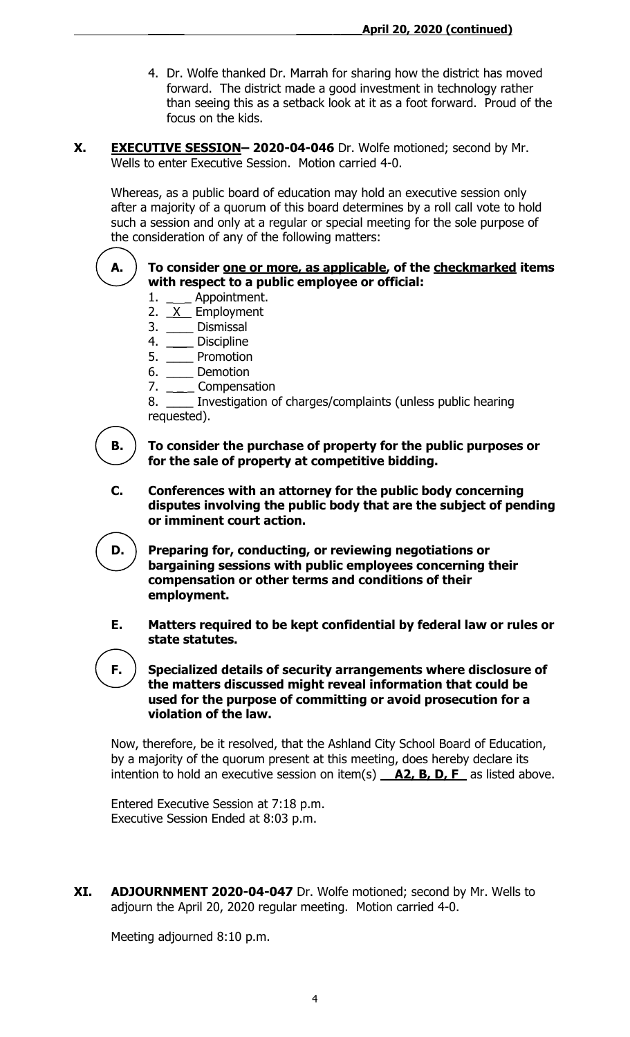4. Dr. Wolfe thanked Dr. Marrah for sharing how the district has moved forward. The district made a good investment in technology rather than seeing this as a setback look at it as a foot forward. Proud of the focus on the kids.

**X. EXECUTIVE SESSION– 2020-04-046** Dr. Wolfe motioned; second by Mr. Wells to enter Executive Session. Motion carried 4-0.

Whereas, as a public board of education may hold an executive session only after a majority of a quorum of this board determines by a roll call vote to hold such a session and only at a regular or special meeting for the sole purpose of the consideration of any of the following matters:

**A. To consider one or more, as applicable, of the checkmarked items with respect to a public employee or official:**

1. ____ Appointment.
2. _X_ Employment
3. ____ Dismissal
4. ____ Discipline
5. ____ Promotion
6. ____ Demotion
7. ____ Compensation
8. ____ Investigation of charges/complaints (unless public hearing requested).

**B. To consider the purchase of property for the public purposes or for the sale of property at competitive bidding.**

**C. Conferences with an attorney for the public body concerning disputes involving the public body that are the subject of pending or imminent court action.**

**D. Preparing for, conducting, or reviewing negotiations or bargaining sessions with public employees concerning their compensation or other terms and conditions of their employment.**

**E. Matters required to be kept confidential by federal law or rules or state statutes.**

**F. Specialized details of security arrangements where disclosure of the matters discussed might reveal information that could be used for the purpose of committing or avoid prosecution for a violation of the law.**

Now, therefore, be it resolved, that the Ashland City School Board of Education, by a majority of the quorum present at this meeting, does hereby declare its intention to hold an executive session on item(s) **A2, B, D, F** as listed above.

Entered Executive Session at 7:18 p.m.
Executive Session Ended at 8:03 p.m.

**XI. ADJOURNMENT 2020-04-047** Dr. Wolfe motioned; second by Mr. Wells to adjourn the April 20, 2020 regular meeting. Motion carried 4-0.

Meeting adjourned 8:10 p.m.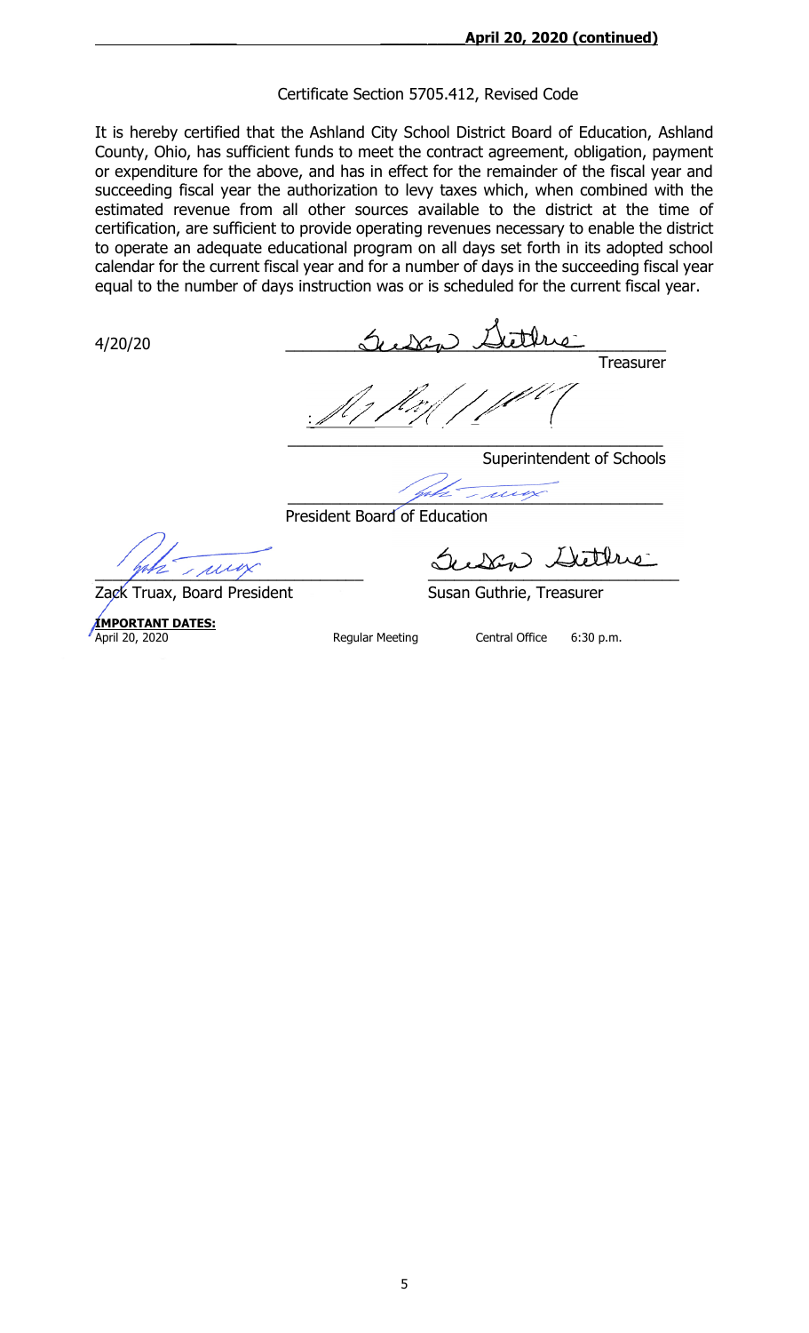Certificate Section 5705.412, Revised Code

It is hereby certified that the Ashland City School District Board of Education, Ashland County, Ohio, has sufficient funds to meet the contract agreement, obligation, payment or expenditure for the above, and has in effect for the remainder of the fiscal year and succeeding fiscal year the authorization to levy taxes which, when combined with the estimated revenue from all other sources available to the district at the time of certification, are sufficient to provide operating revenues necessary to enable the district to operate an adequate educational program on all days set forth in its adopted school calendar for the current fiscal year and for a number of days in the succeeding fiscal year equal to the number of days instruction was or is scheduled for the current fiscal year.

4/20/20 ______________________________ Treasurer

______________________________ Superintendent of Schools

______________________________ President Board of Education

______________________________ Zack Truax, Board President

______________________________ Susan Guthrie, Treasurer

**IMPORTANT DATES:**

April 20, 2020 Regular Meeting Central Office 6:30 p.m.